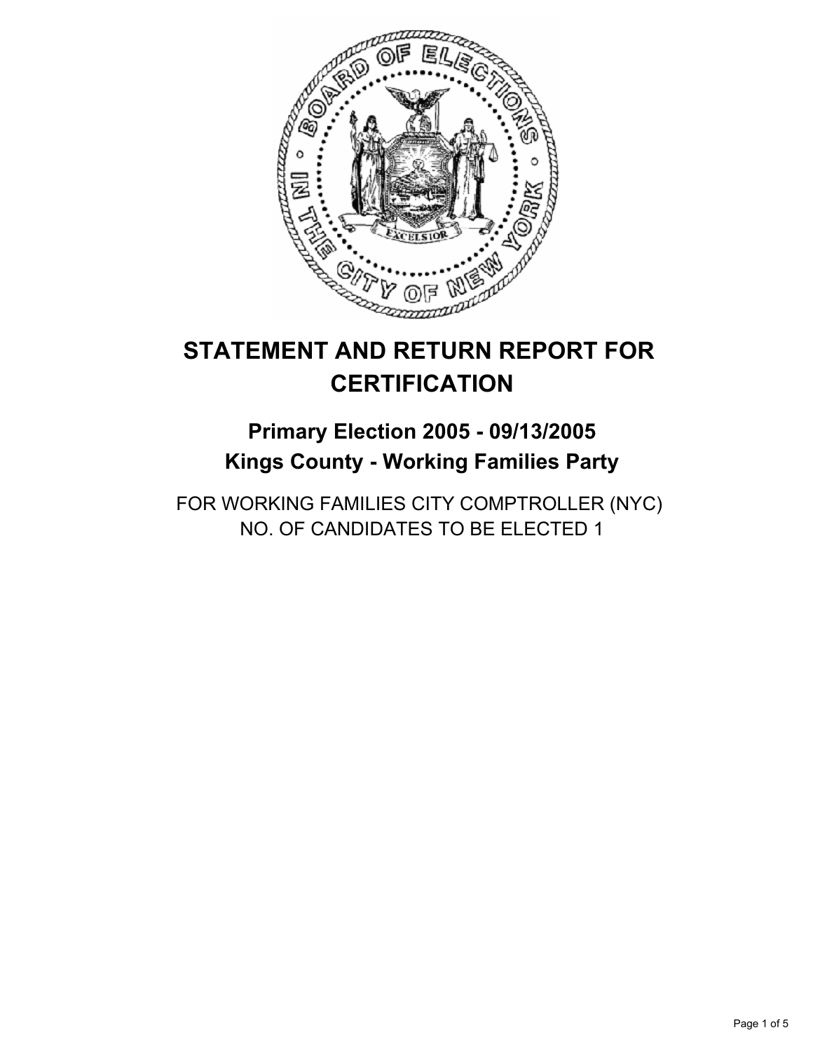# STATEMENT AND RETURN REPORT FOR CERTIFICATION

## Primary Election 2005 - 09/13/2005
## Kings County - Working Families Party

FOR WORKING FAMILIES CITY COMPTROLLER (NYC)
NO. OF CANDIDATES TO BE ELECTED 1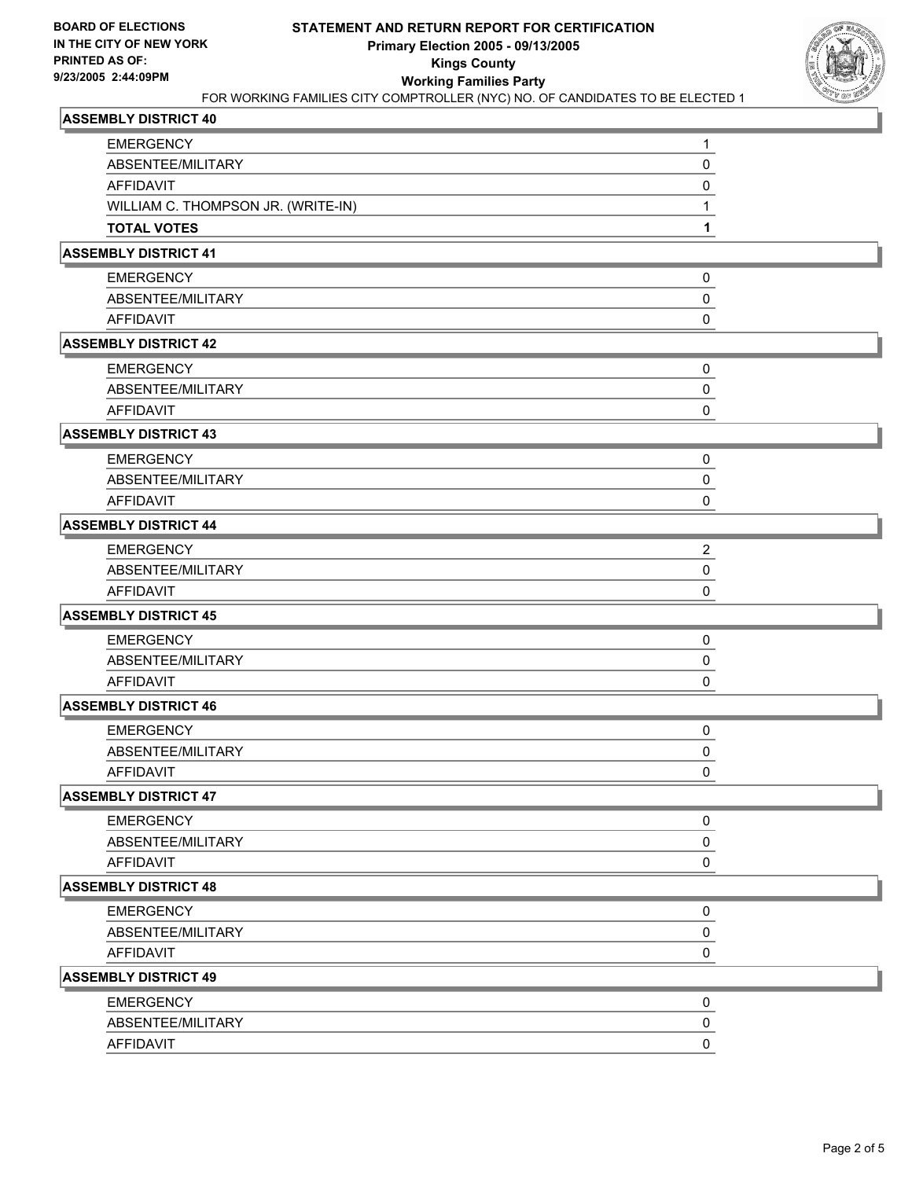**BOARD OF ELECTIONS IN THE CITY OF NEW YORK**
**PRINTED AS OF: 9/23/2005 2:44:09PM**

# STATEMENT AND RETURN REPORT FOR CERTIFICATION
## Primary Election 2005 - 09/13/2005
## Kings County
## Working Families Party

FOR WORKING FAMILIES CITY COMPTROLLER (NYC) NO. OF CANDIDATES TO BE ELECTED 1

### ASSEMBLY DISTRICT 40

| | |
|---|---|
| EMERGENCY | 1 |
| ABSENTEE/MILITARY | 0 |
| AFFIDAVIT | 0 |
| WILLIAM C. THOMPSON JR. (WRITE-IN) | 1 |
| **TOTAL VOTES** | **1** |

### ASSEMBLY DISTRICT 41

| | |
|---|---|
| EMERGENCY | 0 |
| ABSENTEE/MILITARY | 0 |
| AFFIDAVIT | 0 |

### ASSEMBLY DISTRICT 42

| | |
|---|---|
| EMERGENCY | 0 |
| ABSENTEE/MILITARY | 0 |
| AFFIDAVIT | 0 |

### ASSEMBLY DISTRICT 43

| | |
|---|---|
| EMERGENCY | 0 |
| ABSENTEE/MILITARY | 0 |
| AFFIDAVIT | 0 |

### ASSEMBLY DISTRICT 44

| | |
|---|---|
| EMERGENCY | 2 |
| ABSENTEE/MILITARY | 0 |
| AFFIDAVIT | 0 |

### ASSEMBLY DISTRICT 45

| | |
|---|---|
| EMERGENCY | 0 |
| ABSENTEE/MILITARY | 0 |
| AFFIDAVIT | 0 |

### ASSEMBLY DISTRICT 46

| | |
|---|---|
| EMERGENCY | 0 |
| ABSENTEE/MILITARY | 0 |
| AFFIDAVIT | 0 |

### ASSEMBLY DISTRICT 47

| | |
|---|---|
| EMERGENCY | 0 |
| ABSENTEE/MILITARY | 0 |
| AFFIDAVIT | 0 |

### ASSEMBLY DISTRICT 48

| | |
|---|---|
| EMERGENCY | 0 |
| ABSENTEE/MILITARY | 0 |
| AFFIDAVIT | 0 |

### ASSEMBLY DISTRICT 49

| | |
|---|---|
| EMERGENCY | 0 |
| ABSENTEE/MILITARY | 0 |
| AFFIDAVIT | 0 |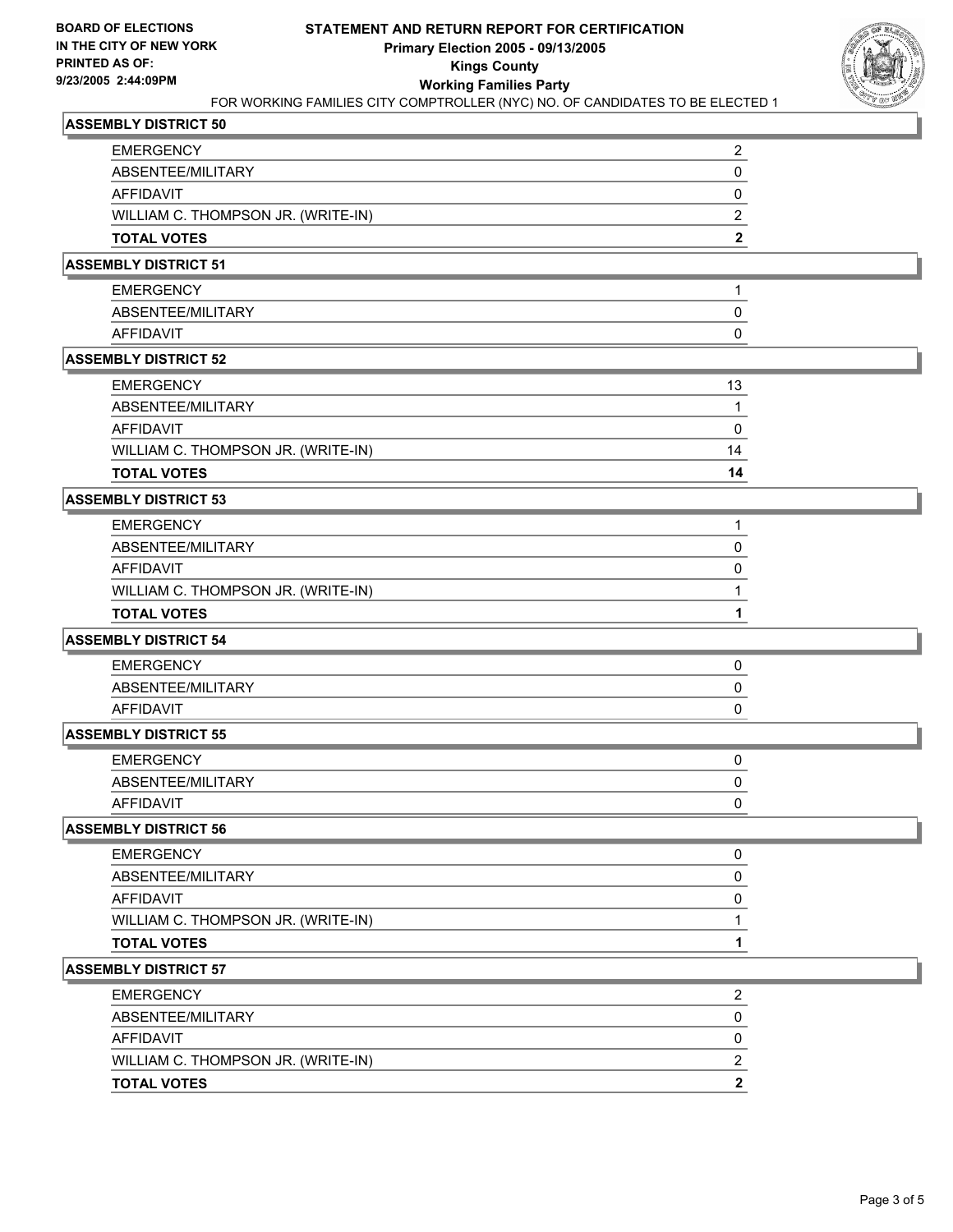**BOARD OF ELECTIONS IN THE CITY OF NEW YORK PRINTED AS OF: 9/23/2005 2:44:09PM**

# STATEMENT AND RETURN REPORT FOR CERTIFICATION
## Primary Election 2005 - 09/13/2005
## Kings County
## Working Families Party
### FOR WORKING FAMILIES CITY COMPTROLLER (NYC) NO. OF CANDIDATES TO BE ELECTED 1

**ASSEMBLY DISTRICT 50**

| | |
|---|---|
| EMERGENCY | 2 |
| ABSENTEE/MILITARY | 0 |
| AFFIDAVIT | 0 |
| WILLIAM C. THOMPSON JR. (WRITE-IN) | 2 |
| **TOTAL VOTES** | **2** |

**ASSEMBLY DISTRICT 51**

| | |
|---|---|
| EMERGENCY | 1 |
| ABSENTEE/MILITARY | 0 |
| AFFIDAVIT | 0 |

**ASSEMBLY DISTRICT 52**

| | |
|---|---|
| EMERGENCY | 13 |
| ABSENTEE/MILITARY | 1 |
| AFFIDAVIT | 0 |
| WILLIAM C. THOMPSON JR. (WRITE-IN) | 14 |
| **TOTAL VOTES** | **14** |

**ASSEMBLY DISTRICT 53**

| | |
|---|---|
| EMERGENCY | 1 |
| ABSENTEE/MILITARY | 0 |
| AFFIDAVIT | 0 |
| WILLIAM C. THOMPSON JR. (WRITE-IN) | 1 |
| **TOTAL VOTES** | **1** |

**ASSEMBLY DISTRICT 54**

| | |
|---|---|
| EMERGENCY | 0 |
| ABSENTEE/MILITARY | 0 |
| AFFIDAVIT | 0 |

**ASSEMBLY DISTRICT 55**

| | |
|---|---|
| EMERGENCY | 0 |
| ABSENTEE/MILITARY | 0 |
| AFFIDAVIT | 0 |

**ASSEMBLY DISTRICT 56**

| | |
|---|---|
| EMERGENCY | 0 |
| ABSENTEE/MILITARY | 0 |
| AFFIDAVIT | 0 |
| WILLIAM C. THOMPSON JR. (WRITE-IN) | 1 |
| **TOTAL VOTES** | **1** |

**ASSEMBLY DISTRICT 57**

| | |
|---|---|
| EMERGENCY | 2 |
| ABSENTEE/MILITARY | 0 |
| AFFIDAVIT | 0 |
| WILLIAM C. THOMPSON JR. (WRITE-IN) | 2 |
| **TOTAL VOTES** | **2** |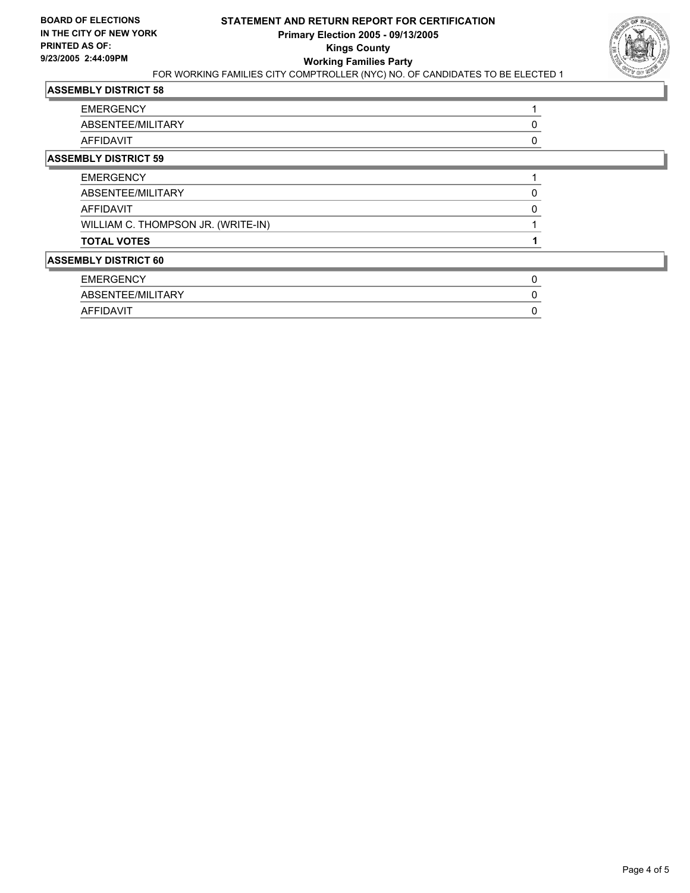**BOARD OF ELECTIONS IN THE CITY OF NEW YORK**
**PRINTED AS OF: 9/23/2005 2:44:09PM**

# STATEMENT AND RETURN REPORT FOR CERTIFICATION
## Primary Election 2005 - 09/13/2005
## Kings County
## Working Families Party

FOR WORKING FAMILIES CITY COMPTROLLER (NYC) NO. OF CANDIDATES TO BE ELECTED 1

### ASSEMBLY DISTRICT 58

| | |
|---|---|
| EMERGENCY | 1 |
| ABSENTEE/MILITARY | 0 |
| AFFIDAVIT | 0 |

### ASSEMBLY DISTRICT 59

| | |
|---|---|
| EMERGENCY | 1 |
| ABSENTEE/MILITARY | 0 |
| AFFIDAVIT | 0 |
| WILLIAM C. THOMPSON JR. (WRITE-IN) | 1 |
| **TOTAL VOTES** | **1** |

### ASSEMBLY DISTRICT 60

| | |
|---|---|
| EMERGENCY | 0 |
| ABSENTEE/MILITARY | 0 |
| AFFIDAVIT | 0 |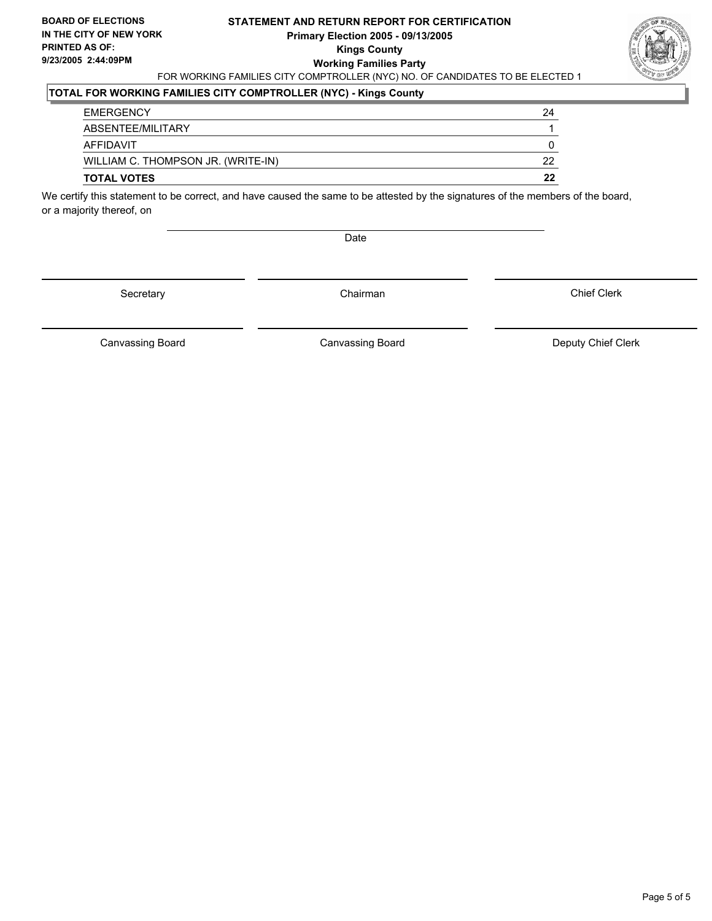**BOARD OF ELECTIONS IN THE CITY OF NEW YORK**
**PRINTED AS OF:**
**9/23/2005 2:44:09PM**

# STATEMENT AND RETURN REPORT FOR CERTIFICATION
## Primary Election 2005 - 09/13/2005
## Kings County
## Working Families Party

FOR WORKING FAMILIES CITY COMPTROLLER (NYC) NO. OF CANDIDATES TO BE ELECTED 1

**TOTAL FOR WORKING FAMILIES CITY COMPTROLLER (NYC) - Kings County**

| | |
|---|---|
| EMERGENCY | 24 |
| ABSENTEE/MILITARY | 1 |
| AFFIDAVIT | 0 |
| WILLIAM C. THOMPSON JR. (WRITE-IN) | 22 |
| **TOTAL VOTES** | **22** |

We certify this statement to be correct, and have caused the same to be attested by the signatures of the members of the board, or a majority thereof, on

Date

Secretary

Chairman

Chief Clerk

Canvassing Board

Canvassing Board

Deputy Chief Clerk